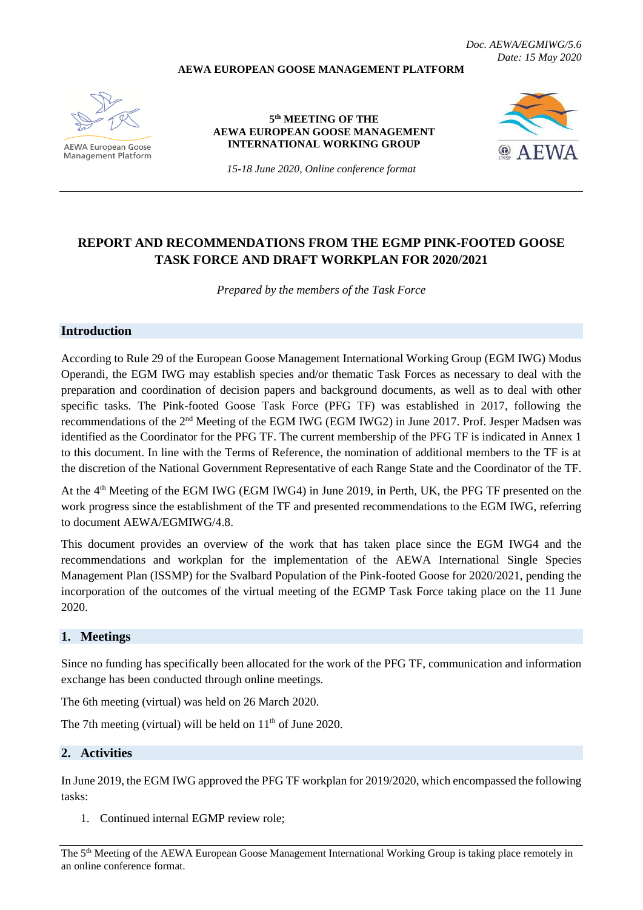Doc. AEWA/EGMIWG/5.6
Date: 15 May 2020

**AEWA EUROPEAN GOOSE MANAGEMENT PLATFORM**

AEWA European Goose Management Platform

**5th MEETING OF THE AEWA EUROPEAN GOOSE MANAGEMENT INTERNATIONAL WORKING GROUP**

*15-18 June 2020, Online conference format*

AEWA

# REPORT AND RECOMMENDATIONS FROM THE EGMP PINK-FOOTED GOOSE TASK FORCE AND DRAFT WORKPLAN FOR 2020/2021

*Prepared by the members of the Task Force*

## Introduction

According to Rule 29 of the European Goose Management International Working Group (EGM IWG) Modus Operandi, the EGM IWG may establish species and/or thematic Task Forces as necessary to deal with the preparation and coordination of decision papers and background documents, as well as to deal with other specific tasks. The Pink-footed Goose Task Force (PFG TF) was established in 2017, following the recommendations of the 2nd Meeting of the EGM IWG (EGM IWG2) in June 2017. Prof. Jesper Madsen was identified as the Coordinator for the PFG TF. The current membership of the PFG TF is indicated in Annex 1 to this document. In line with the Terms of Reference, the nomination of additional members to the TF is at the discretion of the National Government Representative of each Range State and the Coordinator of the TF.

At the 4th Meeting of the EGM IWG (EGM IWG4) in June 2019, in Perth, UK, the PFG TF presented on the work progress since the establishment of the TF and presented recommendations to the EGM IWG, referring to document AEWA/EGMIWG/4.8.

This document provides an overview of the work that has taken place since the EGM IWG4 and the recommendations and workplan for the implementation of the AEWA International Single Species Management Plan (ISSMP) for the Svalbard Population of the Pink-footed Goose for 2020/2021, pending the incorporation of the outcomes of the virtual meeting of the EGMP Task Force taking place on the 11 June 2020.

## 1. Meetings

Since no funding has specifically been allocated for the work of the PFG TF, communication and information exchange has been conducted through online meetings.

The 6th meeting (virtual) was held on 26 March 2020.

The 7th meeting (virtual) will be held on 11th of June 2020.

## 2. Activities

In June 2019, the EGM IWG approved the PFG TF workplan for 2019/2020, which encompassed the following tasks:

1. Continued internal EGMP review role;

The 5th Meeting of the AEWA European Goose Management International Working Group is taking place remotely in an online conference format.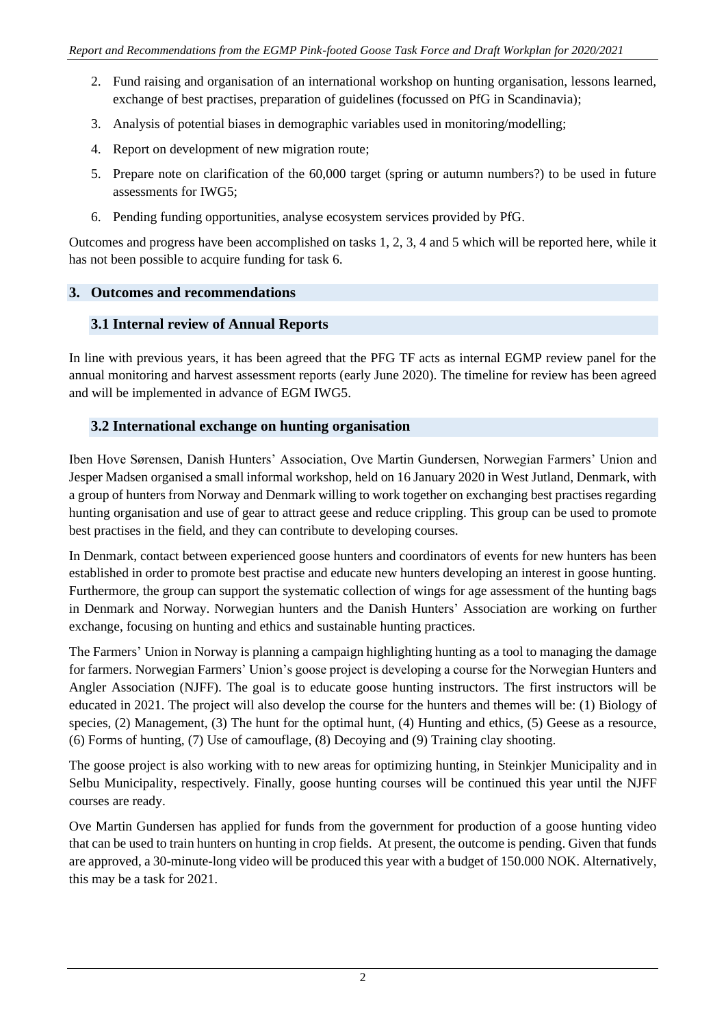2. Fund raising and organisation of an international workshop on hunting organisation, lessons learned, exchange of best practises, preparation of guidelines (focussed on PfG in Scandinavia);
3. Analysis of potential biases in demographic variables used in monitoring/modelling;
4. Report on development of new migration route;
5. Prepare note on clarification of the 60,000 target (spring or autumn numbers?) to be used in future assessments for IWG5;
6. Pending funding opportunities, analyse ecosystem services provided by PfG.

Outcomes and progress have been accomplished on tasks 1, 2, 3, 4 and 5 which will be reported here, while it has not been possible to acquire funding for task 6.

## 3. Outcomes and recommendations

### 3.1 Internal review of Annual Reports

In line with previous years, it has been agreed that the PFG TF acts as internal EGMP review panel for the annual monitoring and harvest assessment reports (early June 2020). The timeline for review has been agreed and will be implemented in advance of EGM IWG5.

### 3.2 International exchange on hunting organisation

Iben Hove Sørensen, Danish Hunters' Association, Ove Martin Gundersen, Norwegian Farmers' Union and Jesper Madsen organised a small informal workshop, held on 16 January 2020 in West Jutland, Denmark, with a group of hunters from Norway and Denmark willing to work together on exchanging best practises regarding hunting organisation and use of gear to attract geese and reduce crippling. This group can be used to promote best practises in the field, and they can contribute to developing courses.

In Denmark, contact between experienced goose hunters and coordinators of events for new hunters has been established in order to promote best practise and educate new hunters developing an interest in goose hunting. Furthermore, the group can support the systematic collection of wings for age assessment of the hunting bags in Denmark and Norway. Norwegian hunters and the Danish Hunters' Association are working on further exchange, focusing on hunting and ethics and sustainable hunting practices.

The Farmers' Union in Norway is planning a campaign highlighting hunting as a tool to managing the damage for farmers. Norwegian Farmers' Union's goose project is developing a course for the Norwegian Hunters and Angler Association (NJFF). The goal is to educate goose hunting instructors. The first instructors will be educated in 2021. The project will also develop the course for the hunters and themes will be: (1) Biology of species, (2) Management, (3) The hunt for the optimal hunt, (4) Hunting and ethics, (5) Geese as a resource, (6) Forms of hunting, (7) Use of camouflage, (8) Decoying and (9) Training clay shooting.

The goose project is also working with to new areas for optimizing hunting, in Steinkjer Municipality and in Selbu Municipality, respectively. Finally, goose hunting courses will be continued this year until the NJFF courses are ready.

Ove Martin Gundersen has applied for funds from the government for production of a goose hunting video that can be used to train hunters on hunting in crop fields. At present, the outcome is pending. Given that funds are approved, a 30-minute-long video will be produced this year with a budget of 150.000 NOK. Alternatively, this may be a task for 2021.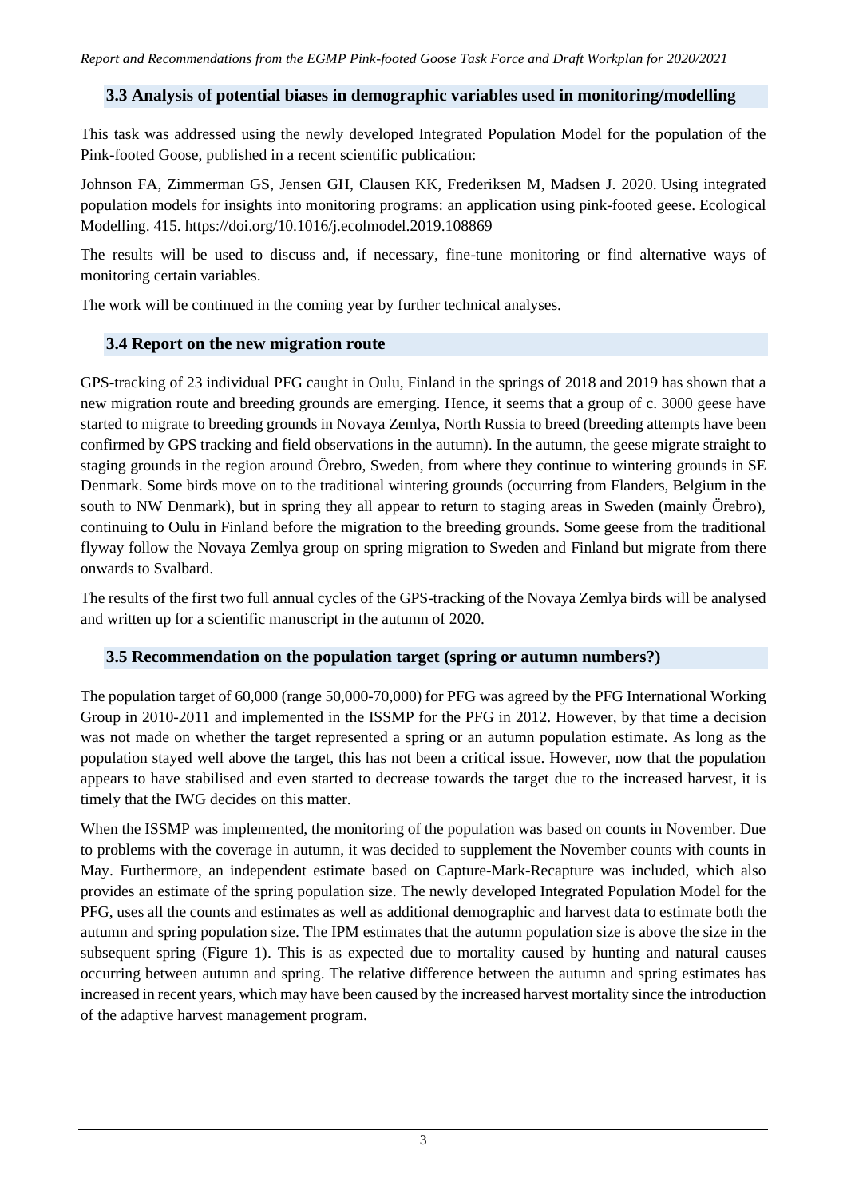### 3.3 Analysis of potential biases in demographic variables used in monitoring/modelling

This task was addressed using the newly developed Integrated Population Model for the population of the Pink-footed Goose, published in a recent scientific publication:

Johnson FA, Zimmerman GS, Jensen GH, Clausen KK, Frederiksen M, Madsen J. 2020. Using integrated population models for insights into monitoring programs: an application using pink-footed geese. Ecological Modelling. 415. https://doi.org/10.1016/j.ecolmodel.2019.108869

The results will be used to discuss and, if necessary, fine-tune monitoring or find alternative ways of monitoring certain variables.

The work will be continued in the coming year by further technical analyses.

### 3.4 Report on the new migration route

GPS-tracking of 23 individual PFG caught in Oulu, Finland in the springs of 2018 and 2019 has shown that a new migration route and breeding grounds are emerging. Hence, it seems that a group of c. 3000 geese have started to migrate to breeding grounds in Novaya Zemlya, North Russia to breed (breeding attempts have been confirmed by GPS tracking and field observations in the autumn). In the autumn, the geese migrate straight to staging grounds in the region around Örebro, Sweden, from where they continue to wintering grounds in SE Denmark. Some birds move on to the traditional wintering grounds (occurring from Flanders, Belgium in the south to NW Denmark), but in spring they all appear to return to staging areas in Sweden (mainly Örebro), continuing to Oulu in Finland before the migration to the breeding grounds. Some geese from the traditional flyway follow the Novaya Zemlya group on spring migration to Sweden and Finland but migrate from there onwards to Svalbard.

The results of the first two full annual cycles of the GPS-tracking of the Novaya Zemlya birds will be analysed and written up for a scientific manuscript in the autumn of 2020.

### 3.5 Recommendation on the population target (spring or autumn numbers?)

The population target of 60,000 (range 50,000-70,000) for PFG was agreed by the PFG International Working Group in 2010-2011 and implemented in the ISSMP for the PFG in 2012. However, by that time a decision was not made on whether the target represented a spring or an autumn population estimate. As long as the population stayed well above the target, this has not been a critical issue. However, now that the population appears to have stabilised and even started to decrease towards the target due to the increased harvest, it is timely that the IWG decides on this matter.

When the ISSMP was implemented, the monitoring of the population was based on counts in November. Due to problems with the coverage in autumn, it was decided to supplement the November counts with counts in May. Furthermore, an independent estimate based on Capture-Mark-Recapture was included, which also provides an estimate of the spring population size. The newly developed Integrated Population Model for the PFG, uses all the counts and estimates as well as additional demographic and harvest data to estimate both the autumn and spring population size. The IPM estimates that the autumn population size is above the size in the subsequent spring (Figure 1). This is as expected due to mortality caused by hunting and natural causes occurring between autumn and spring. The relative difference between the autumn and spring estimates has increased in recent years, which may have been caused by the increased harvest mortality since the introduction of the adaptive harvest management program.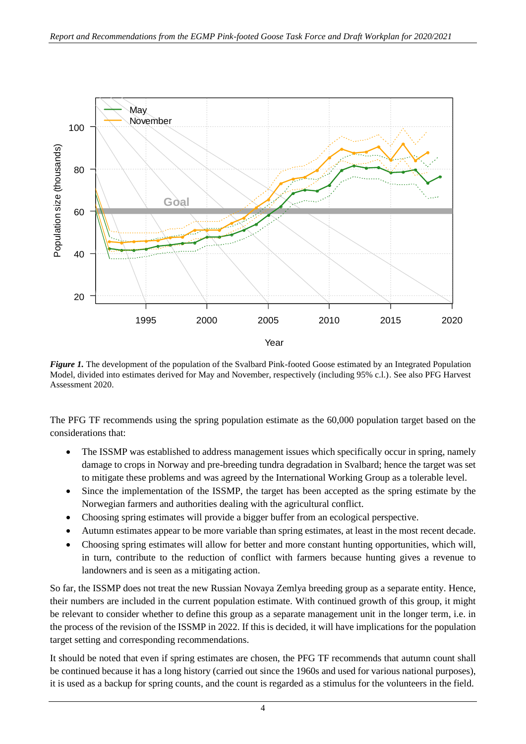***Figure 1.*** The development of the population of the Svalbard Pink-footed Goose estimated by an Integrated Population Model, divided into estimates derived for May and November, respectively (including 95% c.l.). See also PFG Harvest Assessment 2020.

The PFG TF recommends using the spring population estimate as the 60,000 population target based on the considerations that:

- The ISSMP was established to address management issues which specifically occur in spring, namely damage to crops in Norway and pre-breeding tundra degradation in Svalbard; hence the target was set to mitigate these problems and was agreed by the International Working Group as a tolerable level.
- Since the implementation of the ISSMP, the target has been accepted as the spring estimate by the Norwegian farmers and authorities dealing with the agricultural conflict.
- Choosing spring estimates will provide a bigger buffer from an ecological perspective.
- Autumn estimates appear to be more variable than spring estimates, at least in the most recent decade.
- Choosing spring estimates will allow for better and more constant hunting opportunities, which will, in turn, contribute to the reduction of conflict with farmers because hunting gives a revenue to landowners and is seen as a mitigating action.

So far, the ISSMP does not treat the new Russian Novaya Zemlya breeding group as a separate entity. Hence, their numbers are included in the current population estimate. With continued growth of this group, it might be relevant to consider whether to define this group as a separate management unit in the longer term, i.e. in the process of the revision of the ISSMP in 2022. If this is decided, it will have implications for the population target setting and corresponding recommendations.

It should be noted that even if spring estimates are chosen, the PFG TF recommends that autumn count shall be continued because it has a long history (carried out since the 1960s and used for various national purposes), it is used as a backup for spring counts, and the count is regarded as a stimulus for the volunteers in the field.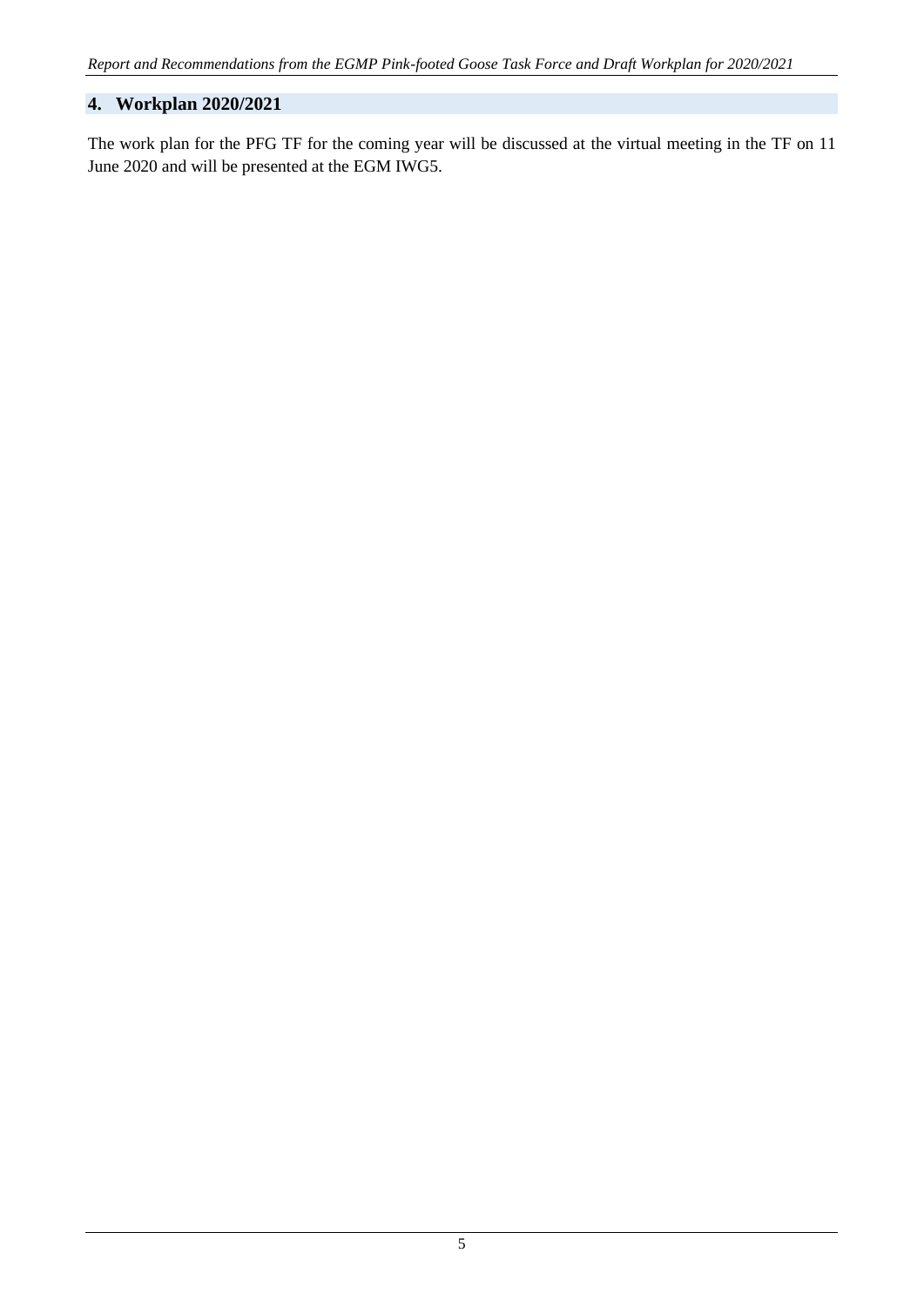## 4. Workplan 2020/2021

The work plan for the PFG TF for the coming year will be discussed at the virtual meeting in the TF on 11 June 2020 and will be presented at the EGM IWG5.